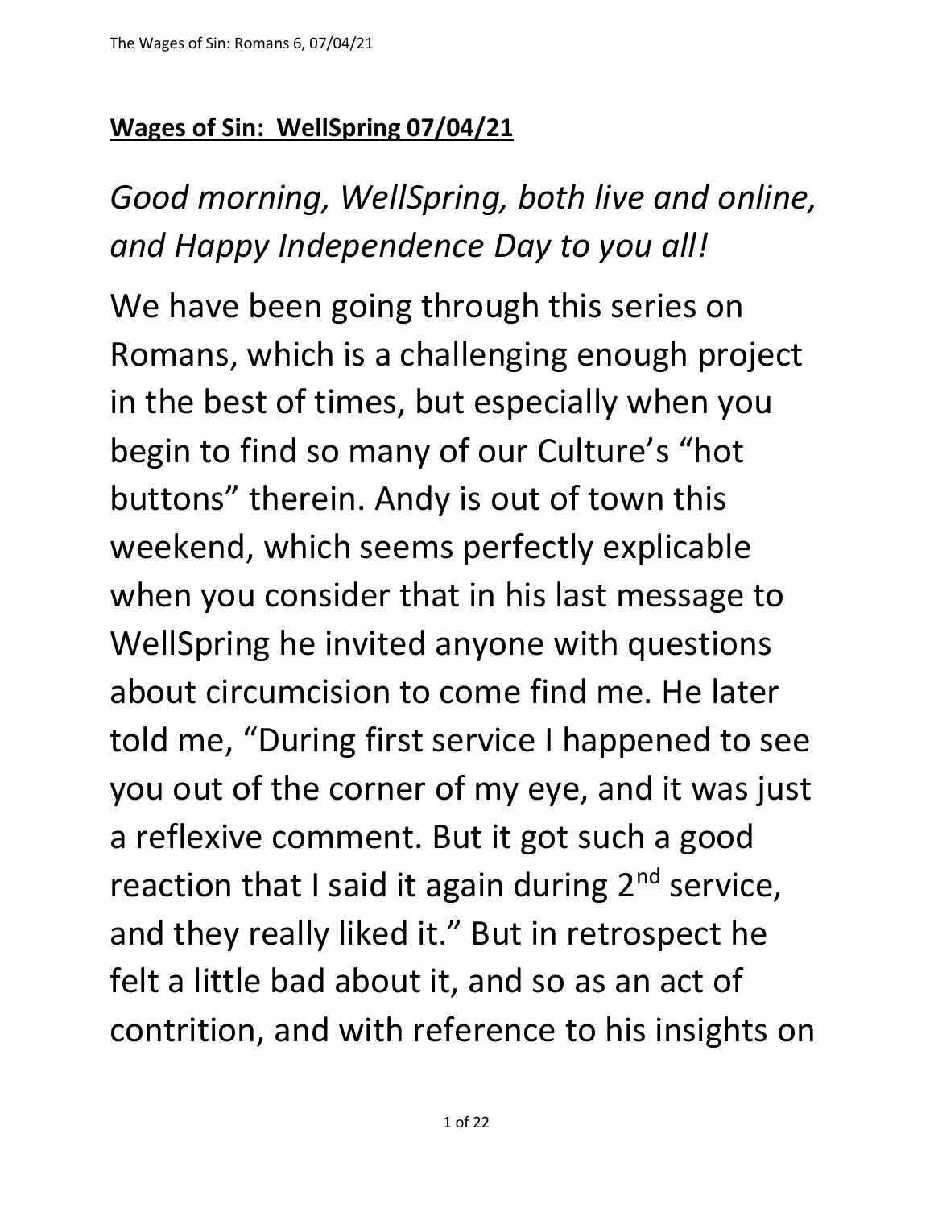**Wages of Sin: WellSpring 07/04/21**

*Good morning, WellSpring, both live and online, and Happy Independence Day to you all!*

We have been going through this series on Romans, which is a challenging enough project in the best of times, but especially when you begin to find so many of our Culture's "hot buttons" therein. Andy is out of town this weekend, which seems perfectly explicable when you consider that in his last message to WellSpring he invited anyone with questions about circumcision to come find me. He later told me, "During first service I happened to see you out of the corner of my eye, and it was just a reflexive comment. But it got such a good reaction that I said it again during 2nd service, and they really liked it." But in retrospect he felt a little bad about it, and so as an act of contrition, and with reference to his insights on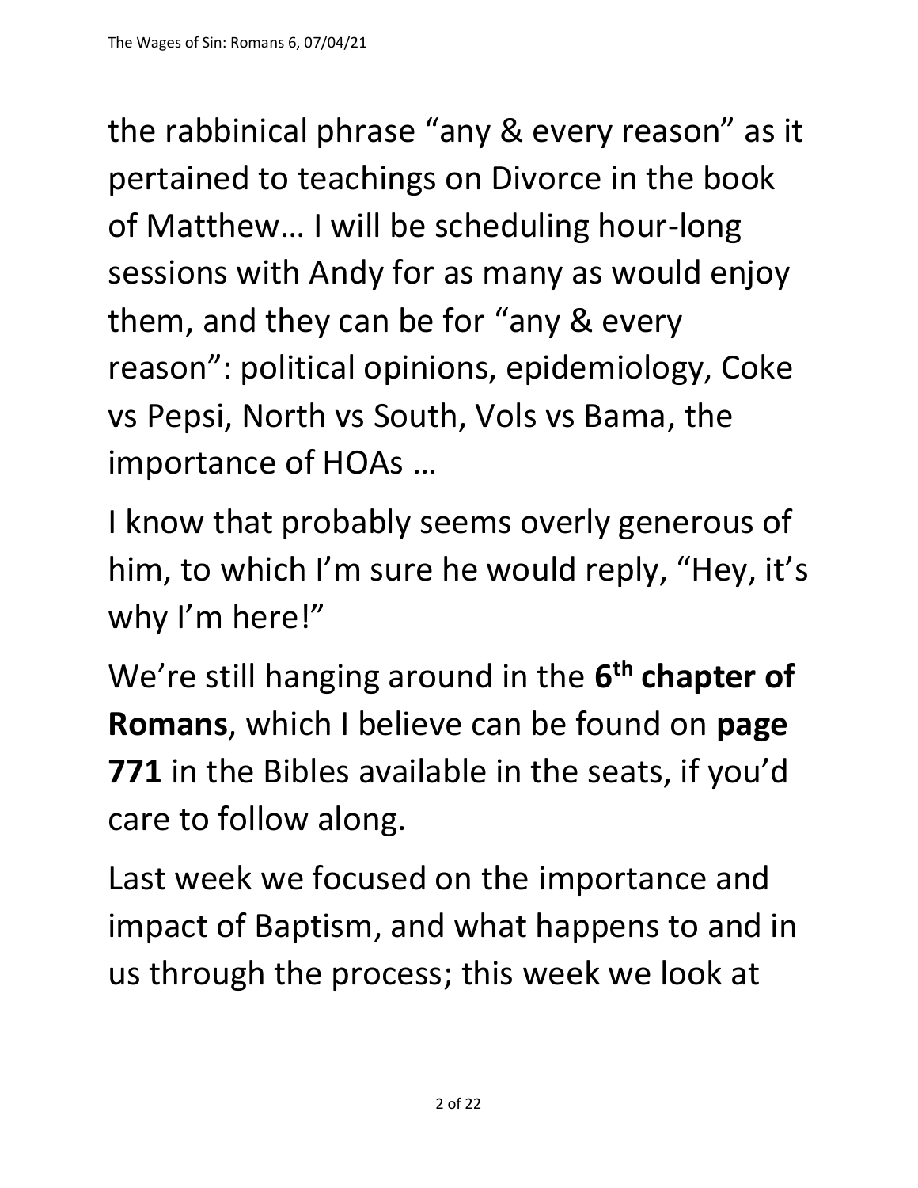the rabbinical phrase “any & every reason” as it pertained to teachings on Divorce in the book of Matthew… I will be scheduling hour-long sessions with Andy for as many as would enjoy them, and they can be for “any & every reason”: political opinions, epidemiology, Coke vs Pepsi, North vs South, Vols vs Bama, the importance of HOAs …

I know that probably seems overly generous of him, to which I’m sure he would reply, “Hey, it’s why I’m here!”

We’re still hanging around in the **6th chapter of Romans**, which I believe can be found on **page 771** in the Bibles available in the seats, if you’d care to follow along.

Last week we focused on the importance and impact of Baptism, and what happens to and in us through the process; this week we look at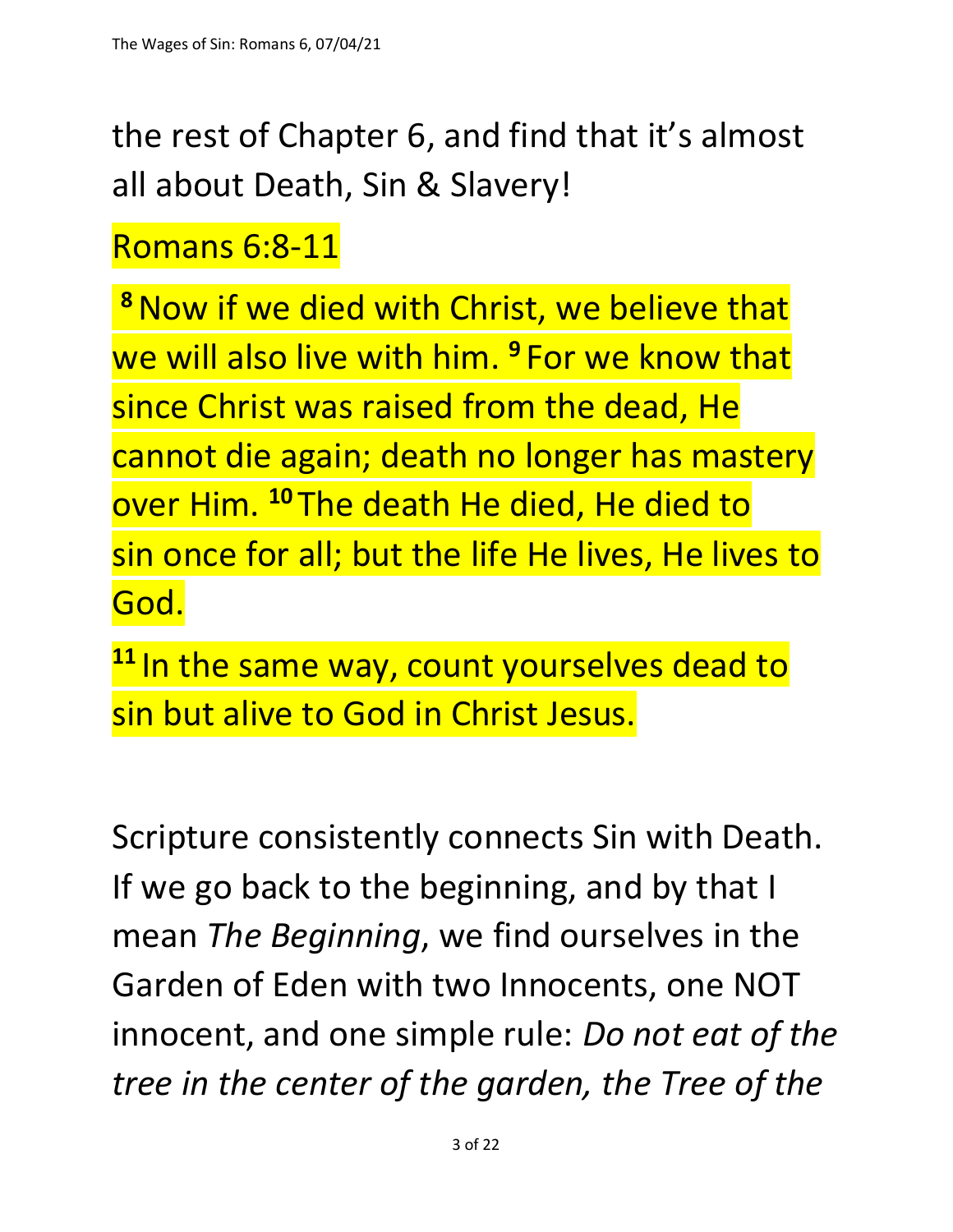the rest of Chapter 6, and find that it's almost all about Death, Sin & Slavery!

Romans 6:8-11

[8] Now if we died with Christ, we believe that we will also live with him. [9] For we know that since Christ was raised from the dead, He cannot die again; death no longer has mastery over Him. [10] The death He died, He died to sin once for all; but the life He lives, He lives to God.

[11] In the same way, count yourselves dead to sin but alive to God in Christ Jesus.

Scripture consistently connects Sin with Death. If we go back to the beginning, and by that I mean *The Beginning*, we find ourselves in the Garden of Eden with two Innocents, one NOT innocent, and one simple rule: *Do not eat of the tree in the center of the garden, the Tree of the*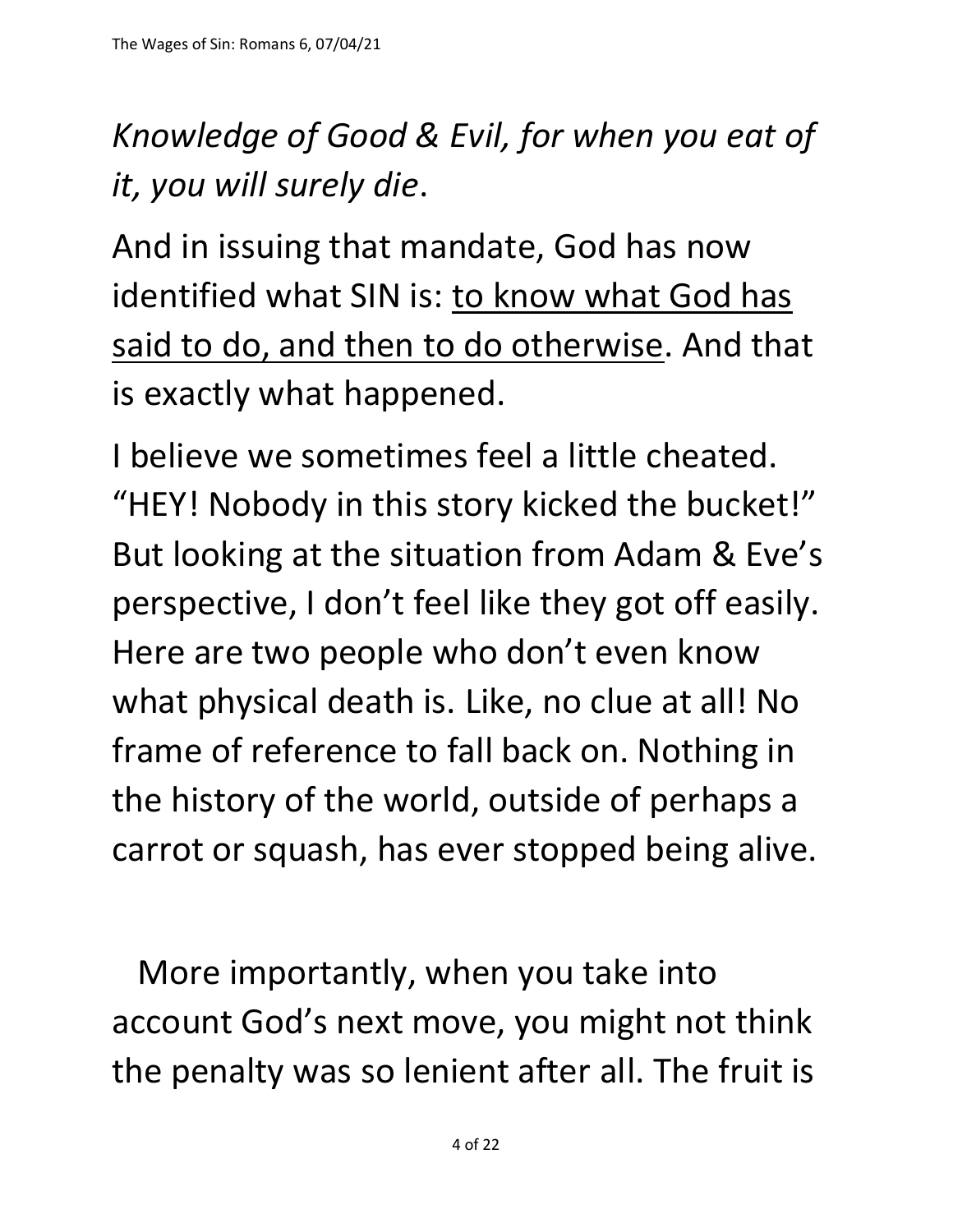*Knowledge of Good & Evil, for when you eat of it, you will surely die*.

And in issuing that mandate, God has now identified what SIN is: <u>to know what God has said to do, and then to do otherwise</u>. And that is exactly what happened.

I believe we sometimes feel a little cheated. "HEY! Nobody in this story kicked the bucket!" But looking at the situation from Adam & Eve's perspective, I don't feel like they got off easily. Here are two people who don't even know what physical death is. Like, no clue at all! No frame of reference to fall back on. Nothing in the history of the world, outside of perhaps a carrot or squash, has ever stopped being alive.

More importantly, when you take into account God's next move, you might not think the penalty was so lenient after all. The fruit is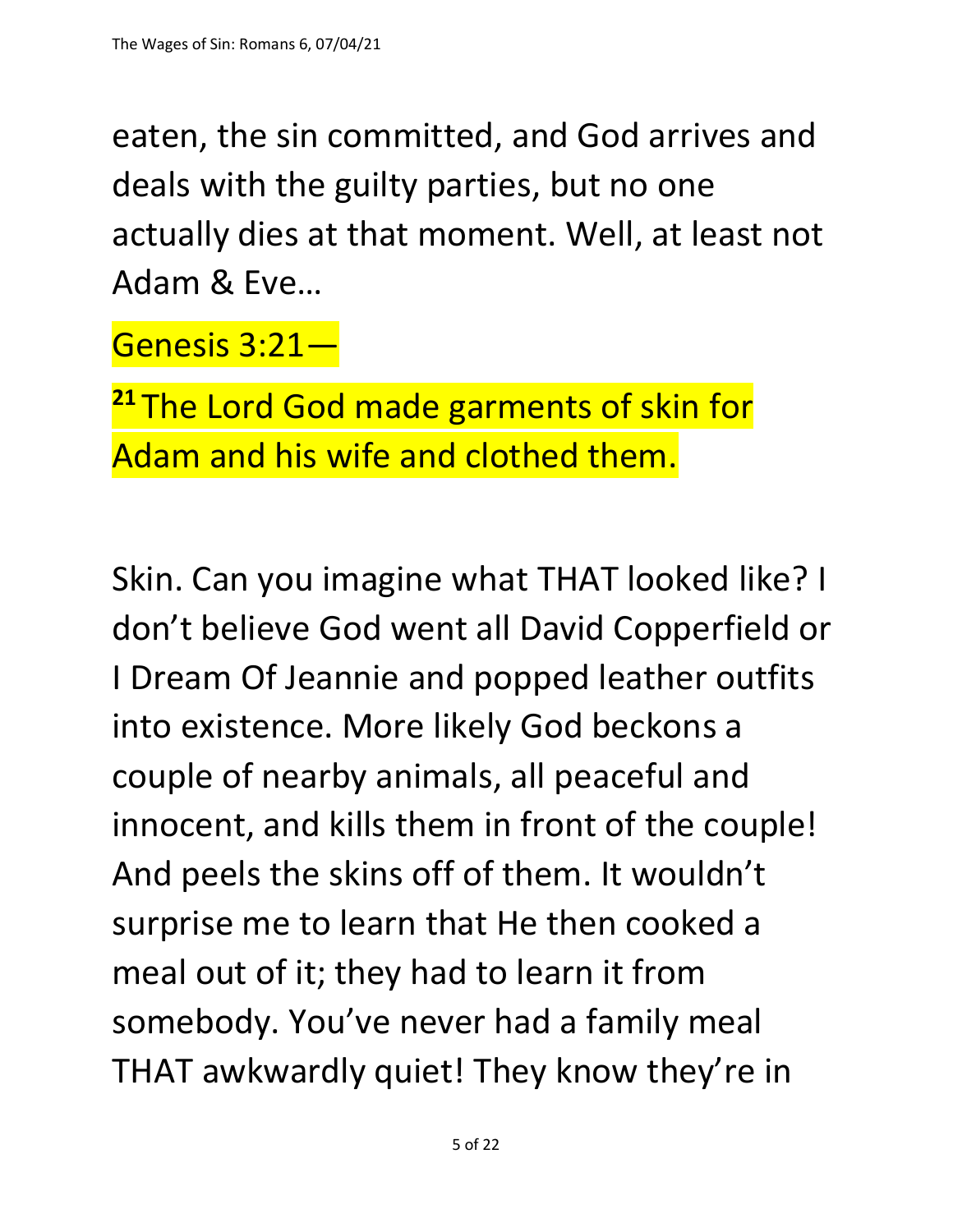eaten, the sin committed, and God arrives and deals with the guilty parties, but no one actually dies at that moment. Well, at least not Adam & Eve…

Genesis 3:21—

[21] The Lord God made garments of skin for Adam and his wife and clothed them.

Skin. Can you imagine what THAT looked like? I don't believe God went all David Copperfield or I Dream Of Jeannie and popped leather outfits into existence. More likely God beckons a couple of nearby animals, all peaceful and innocent, and kills them in front of the couple! And peels the skins off of them. It wouldn't surprise me to learn that He then cooked a meal out of it; they had to learn it from somebody. You've never had a family meal THAT awkwardly quiet! They know they're in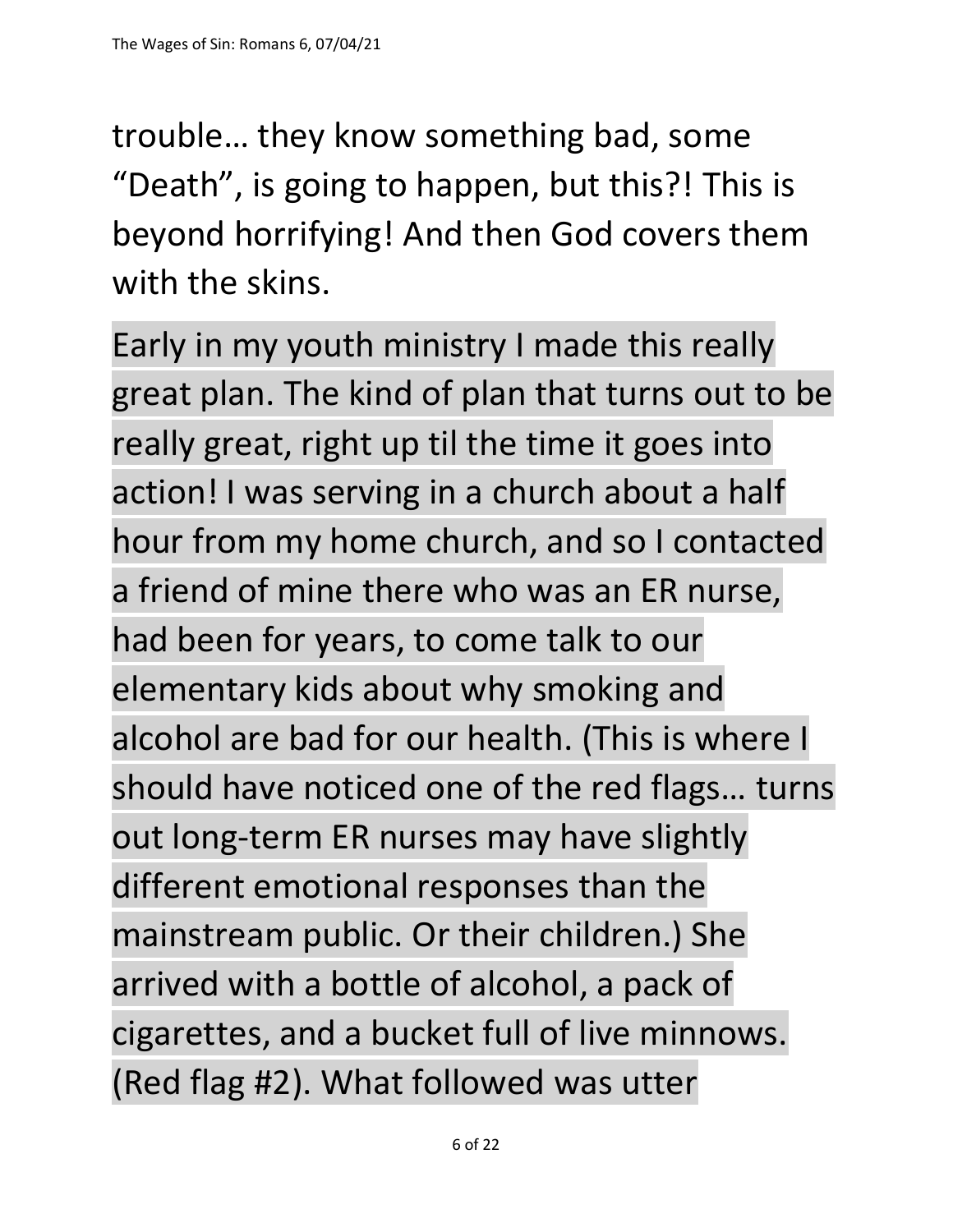trouble… they know something bad, some "Death", is going to happen, but this?! This is beyond horrifying! And then God covers them with the skins.

Early in my youth ministry I made this really great plan. The kind of plan that turns out to be really great, right up til the time it goes into action! I was serving in a church about a half hour from my home church, and so I contacted a friend of mine there who was an ER nurse, had been for years, to come talk to our elementary kids about why smoking and alcohol are bad for our health. (This is where I should have noticed one of the red flags… turns out long-term ER nurses may have slightly different emotional responses than the mainstream public. Or their children.) She arrived with a bottle of alcohol, a pack of cigarettes, and a bucket full of live minnows. (Red flag #2). What followed was utter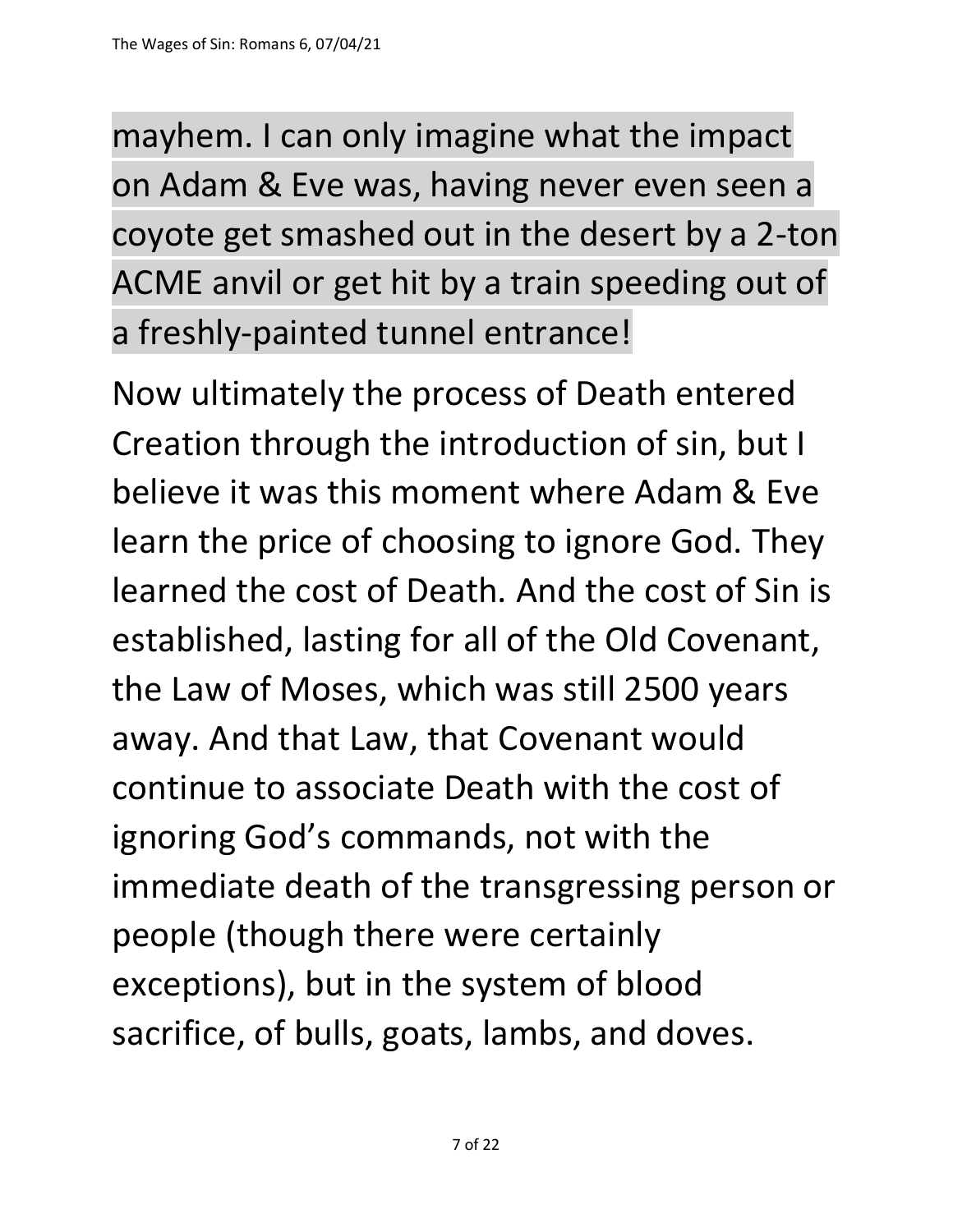mayhem. I can only imagine what the impact on Adam & Eve was, having never even seen a coyote get smashed out in the desert by a 2-ton ACME anvil or get hit by a train speeding out of a freshly-painted tunnel entrance!

Now ultimately the process of Death entered Creation through the introduction of sin, but I believe it was this moment where Adam & Eve learn the price of choosing to ignore God. They learned the cost of Death. And the cost of Sin is established, lasting for all of the Old Covenant, the Law of Moses, which was still 2500 years away. And that Law, that Covenant would continue to associate Death with the cost of ignoring God's commands, not with the immediate death of the transgressing person or people (though there were certainly exceptions), but in the system of blood sacrifice, of bulls, goats, lambs, and doves.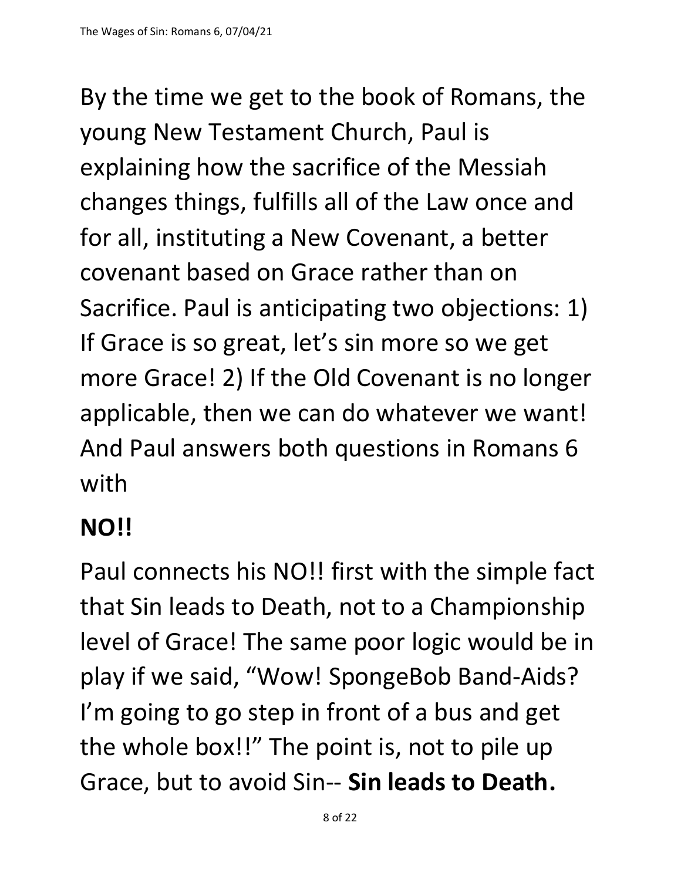By the time we get to the book of Romans, the young New Testament Church, Paul is explaining how the sacrifice of the Messiah changes things, fulfills all of the Law once and for all, instituting a New Covenant, a better covenant based on Grace rather than on Sacrifice. Paul is anticipating two objections: 1) If Grace is so great, let's sin more so we get more Grace! 2) If the Old Covenant is no longer applicable, then we can do whatever we want! And Paul answers both questions in Romans 6 with

**NO!!**

Paul connects his NO!! first with the simple fact that Sin leads to Death, not to a Championship level of Grace! The same poor logic would be in play if we said, "Wow! SpongeBob Band-Aids? I'm going to go step in front of a bus and get the whole box!!" The point is, not to pile up Grace, but to avoid Sin-- **Sin leads to Death.**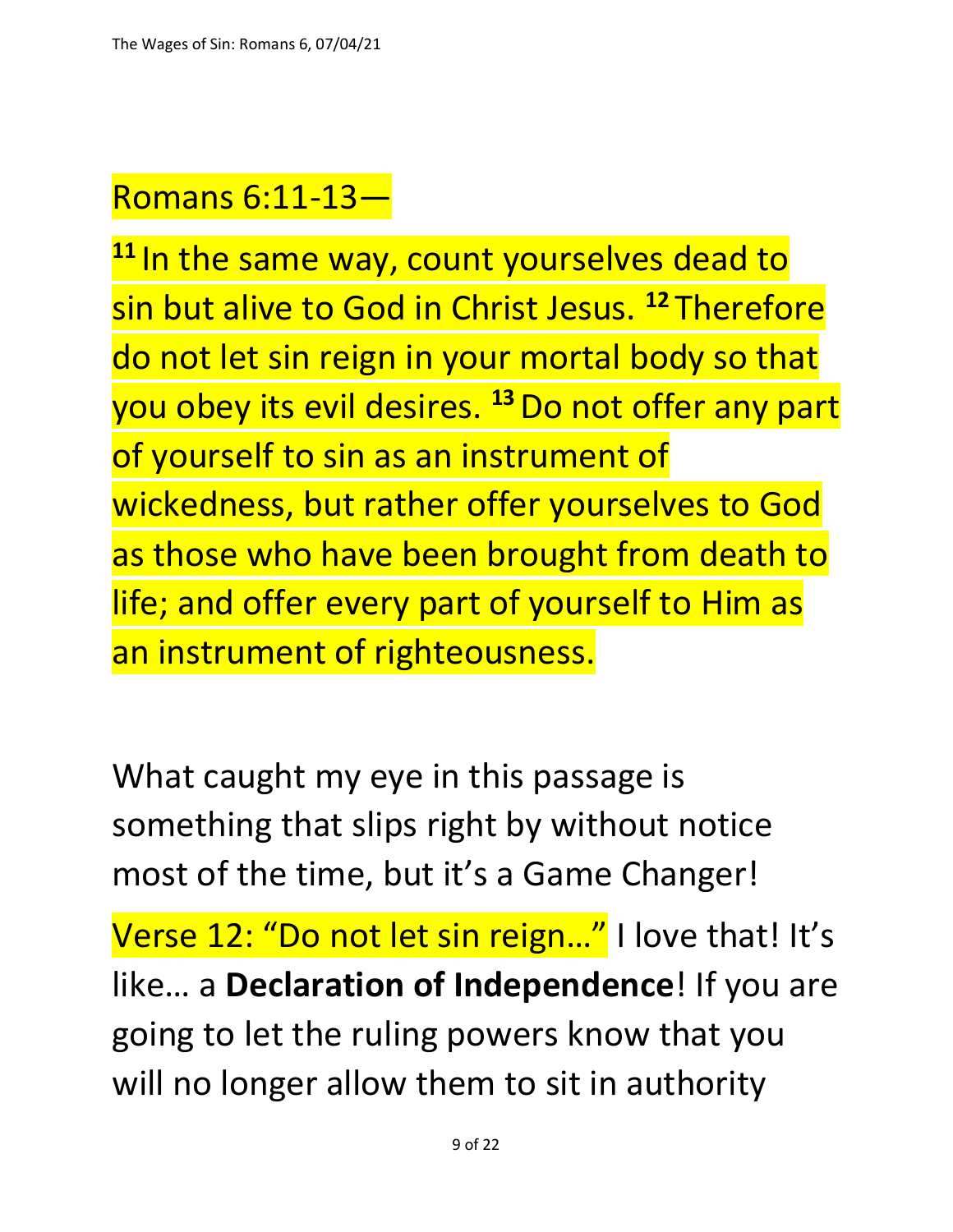Romans 6:11-13—

[11] In the same way, count yourselves dead to sin but alive to God in Christ Jesus. [12] Therefore do not let sin reign in your mortal body so that you obey its evil desires. [13] Do not offer any part of yourself to sin as an instrument of wickedness, but rather offer yourselves to God as those who have been brought from death to life; and offer every part of yourself to Him as an instrument of righteousness.

What caught my eye in this passage is something that slips right by without notice most of the time, but it's a Game Changer!

Verse 12: "Do not let sin reign…" I love that! It's like… a **Declaration of Independence**! If you are going to let the ruling powers know that you will no longer allow them to sit in authority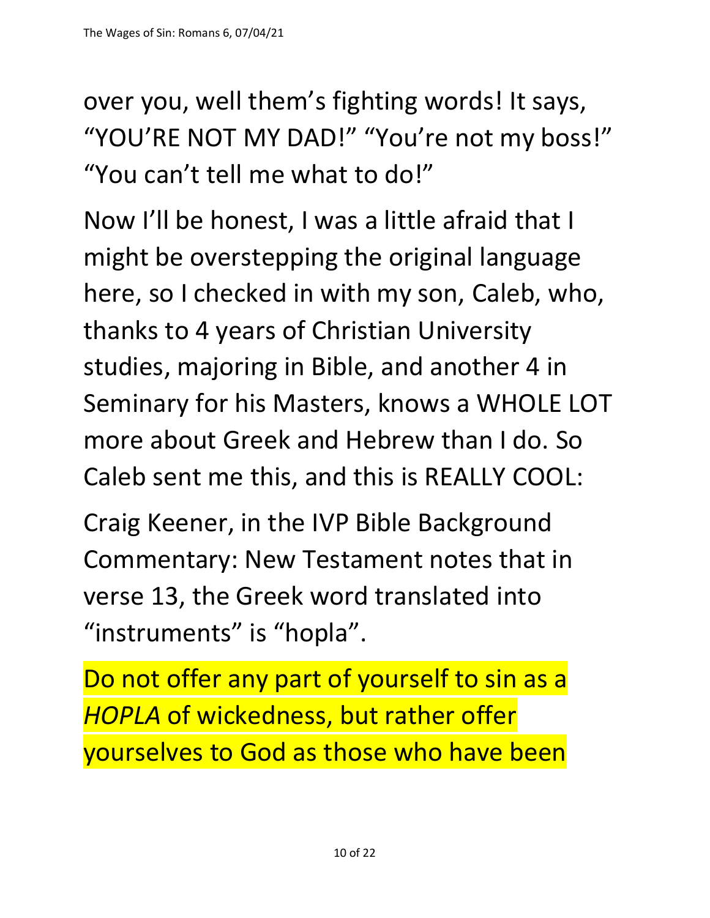over you, well them's fighting words! It says, "YOU'RE NOT MY DAD!" "You're not my boss!" "You can't tell me what to do!"

Now I'll be honest, I was a little afraid that I might be overstepping the original language here, so I checked in with my son, Caleb, who, thanks to 4 years of Christian University studies, majoring in Bible, and another 4 in Seminary for his Masters, knows a WHOLE LOT more about Greek and Hebrew than I do. So Caleb sent me this, and this is REALLY COOL:

Craig Keener, in the IVP Bible Background Commentary: New Testament notes that in verse 13, the Greek word translated into "instruments" is "hopla".

Do not offer any part of yourself to sin as a *HOPLA* of wickedness, but rather offer yourselves to God as those who have been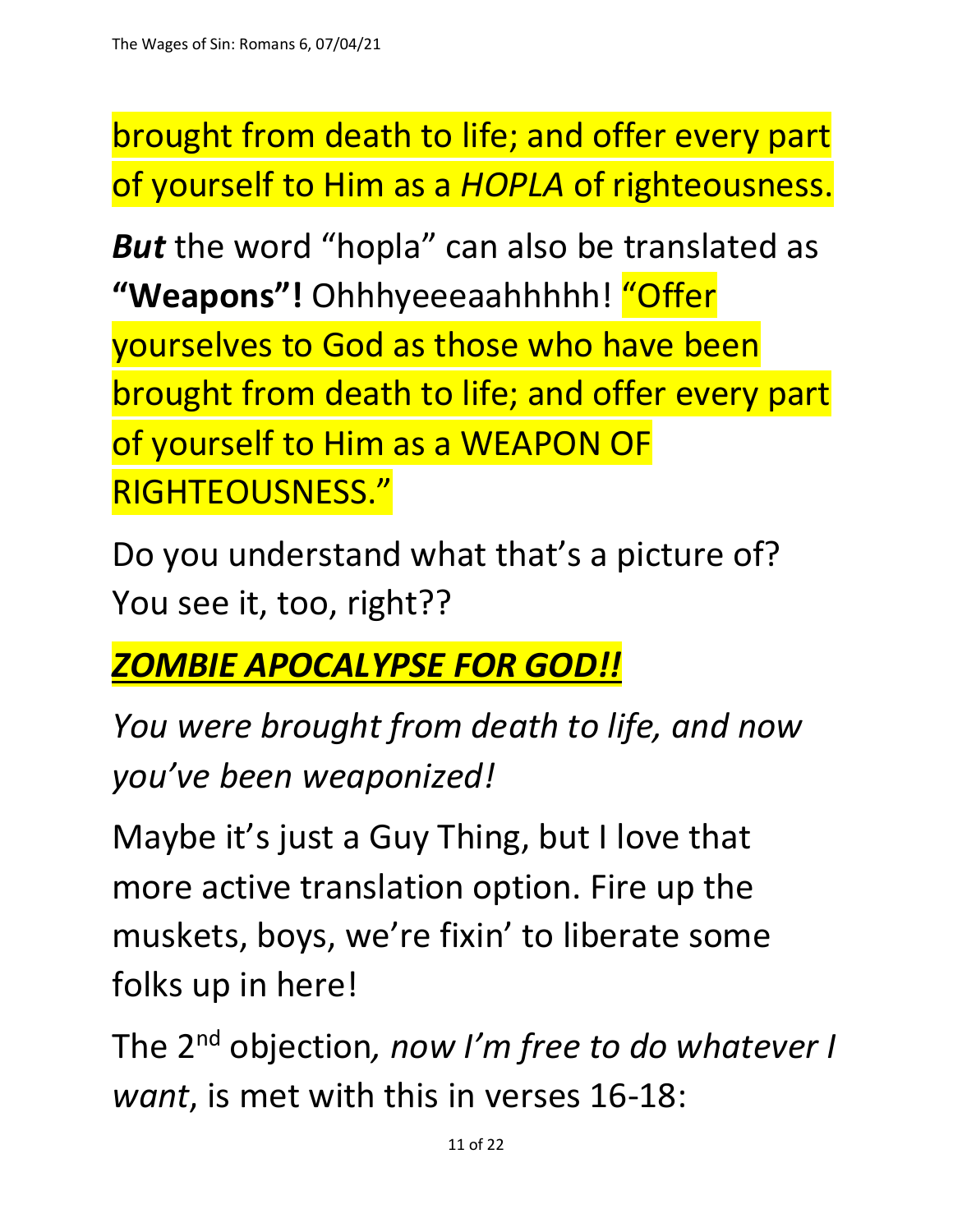brought from death to life; and offer every part of yourself to Him as a *HOPLA* of righteousness.

***But*** the word "hopla" can also be translated as **"Weapons"!** Ohhhyeeeaahhhhh! "Offer yourselves to God as those who have been brought from death to life; and offer every part of yourself to Him as a WEAPON OF RIGHTEOUSNESS."

Do you understand what that's a picture of? You see it, too, right??

***ZOMBIE APOCALYPSE FOR GOD!!***

*You were brought from death to life, and now you've been weaponized!*

Maybe it's just a Guy Thing, but I love that more active translation option. Fire up the muskets, boys, we're fixin' to liberate some folks up in here!

The 2nd objection*, now I'm free to do whatever I want*, is met with this in verses 16-18: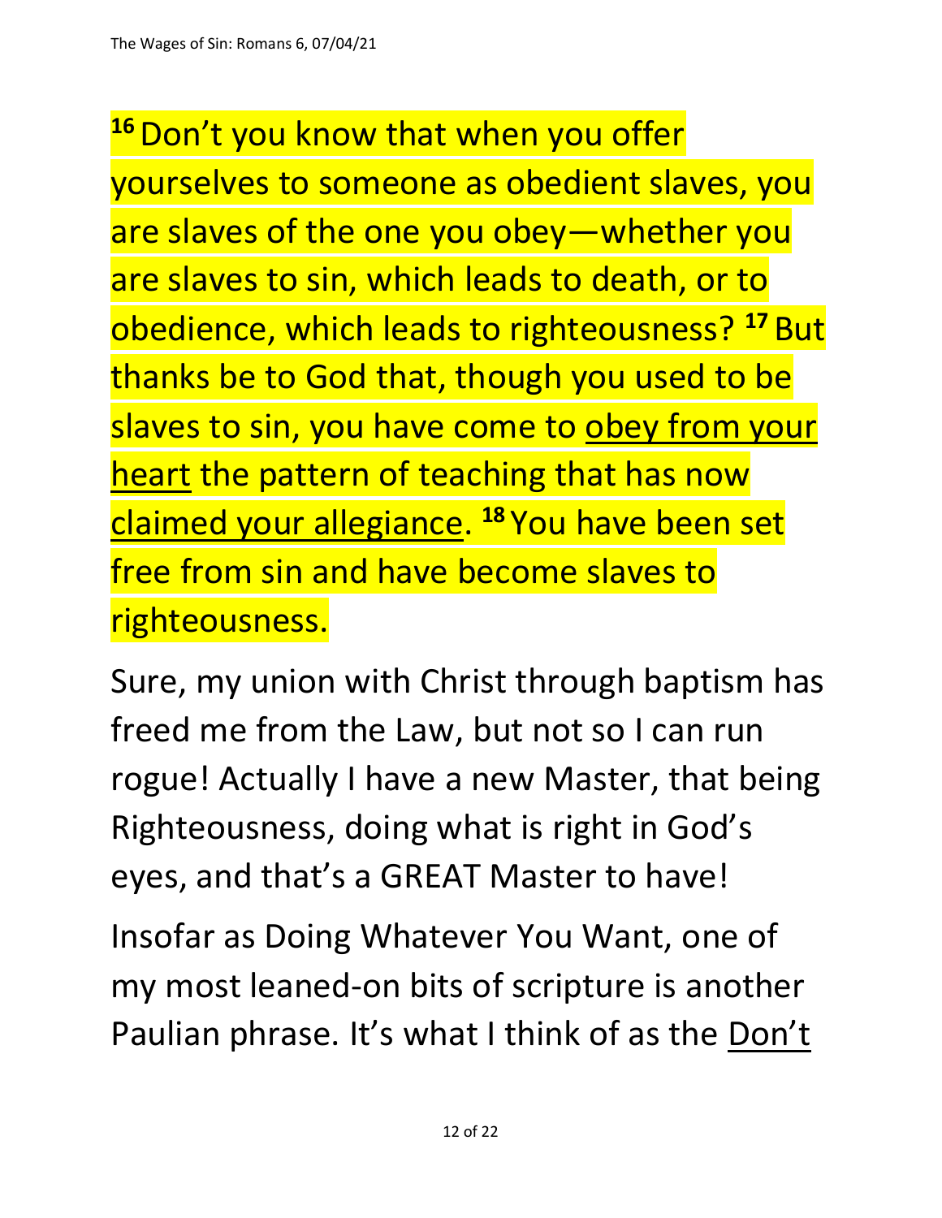[16] Don't you know that when you offer yourselves to someone as obedient slaves, you are slaves of the one you obey—whether you are slaves to sin, which leads to death, or to obedience, which leads to righteousness? [17] But thanks be to God that, though you used to be slaves to sin, you have come to <u>obey from your heart</u> the pattern of teaching that has now <u>claimed your allegiance</u>. [18] You have been set free from sin and have become slaves to righteousness.

Sure, my union with Christ through baptism has freed me from the Law, but not so I can run rogue! Actually I have a new Master, that being Righteousness, doing what is right in God's eyes, and that's a GREAT Master to have!

Insofar as Doing Whatever You Want, one of my most leaned-on bits of scripture is another Paulian phrase. It's what I think of as the <u>Don't</u>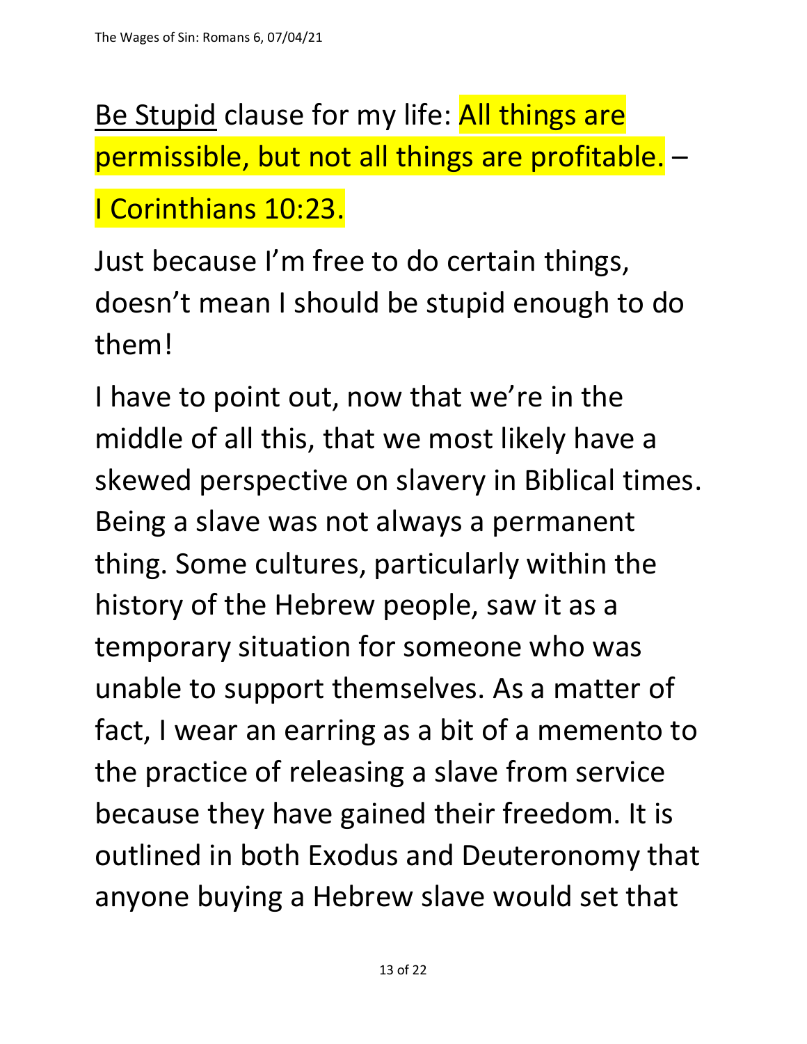<u>Be Stupid</u> clause for my life: All things are permissible, but not all things are profitable. – I Corinthians 10:23.

Just because I'm free to do certain things, doesn't mean I should be stupid enough to do them!

I have to point out, now that we're in the middle of all this, that we most likely have a skewed perspective on slavery in Biblical times. Being a slave was not always a permanent thing. Some cultures, particularly within the history of the Hebrew people, saw it as a temporary situation for someone who was unable to support themselves. As a matter of fact, I wear an earring as a bit of a memento to the practice of releasing a slave from service because they have gained their freedom. It is outlined in both Exodus and Deuteronomy that anyone buying a Hebrew slave would set that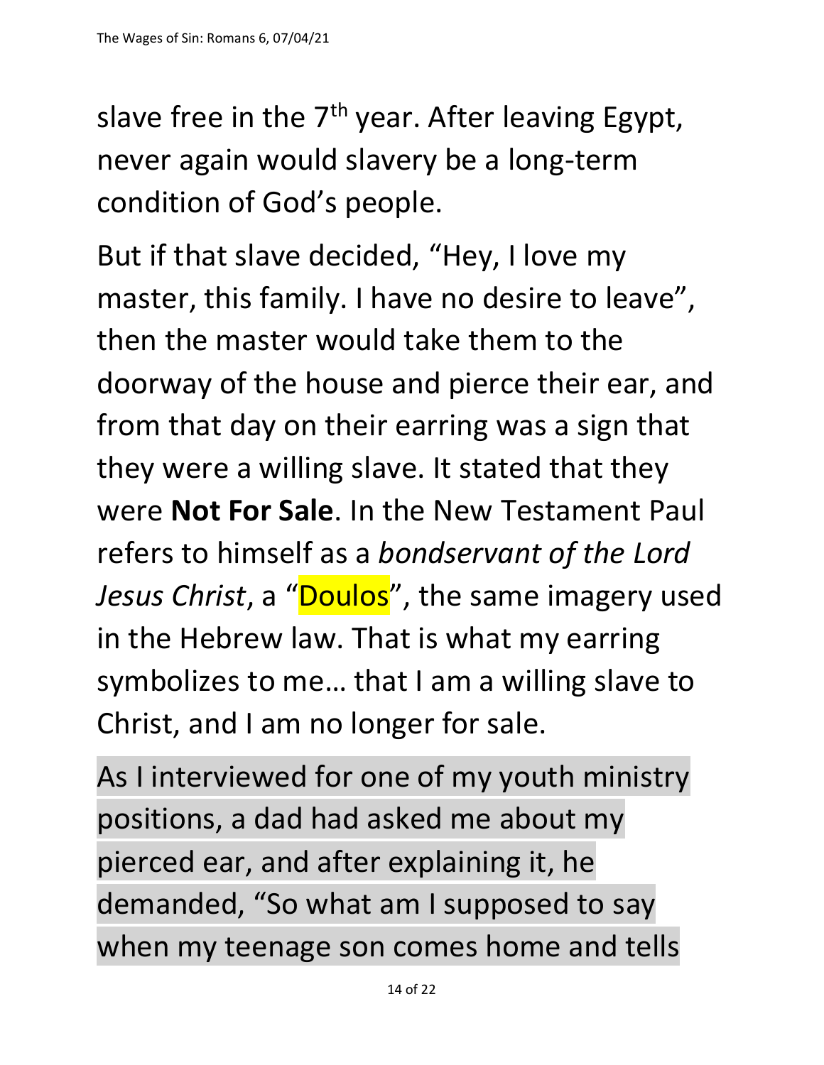slave free in the 7th year. After leaving Egypt, never again would slavery be a long-term condition of God's people.

But if that slave decided, "Hey, I love my master, this family. I have no desire to leave", then the master would take them to the doorway of the house and pierce their ear, and from that day on their earring was a sign that they were a willing slave. It stated that they were **Not For Sale**. In the New Testament Paul refers to himself as a *bondservant of the Lord Jesus Christ*, a "Doulos", the same imagery used in the Hebrew law. That is what my earring symbolizes to me… that I am a willing slave to Christ, and I am no longer for sale.

As I interviewed for one of my youth ministry positions, a dad had asked me about my pierced ear, and after explaining it, he demanded, "So what am I supposed to say when my teenage son comes home and tells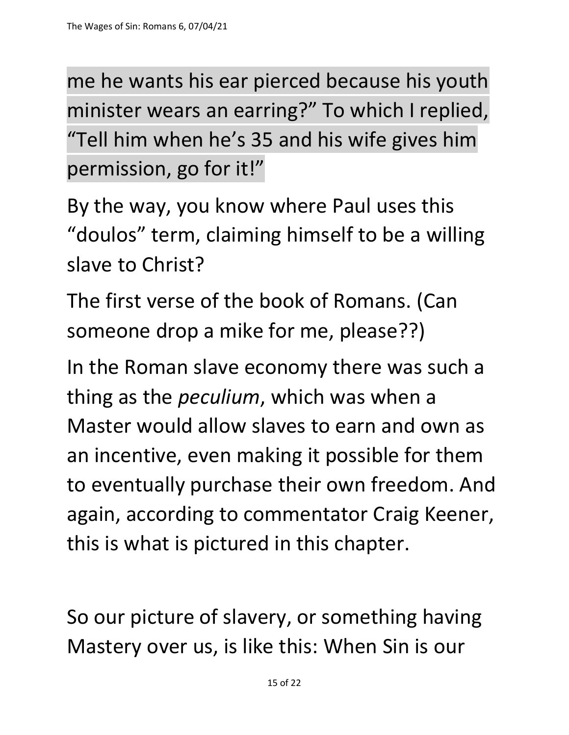me he wants his ear pierced because his youth minister wears an earring?" To which I replied, "Tell him when he's 35 and his wife gives him permission, go for it!"

By the way, you know where Paul uses this "doulos" term, claiming himself to be a willing slave to Christ?

The first verse of the book of Romans. (Can someone drop a mike for me, please??)

In the Roman slave economy there was such a thing as the *peculium*, which was when a Master would allow slaves to earn and own as an incentive, even making it possible for them to eventually purchase their own freedom. And again, according to commentator Craig Keener, this is what is pictured in this chapter.

So our picture of slavery, or something having Mastery over us, is like this: When Sin is our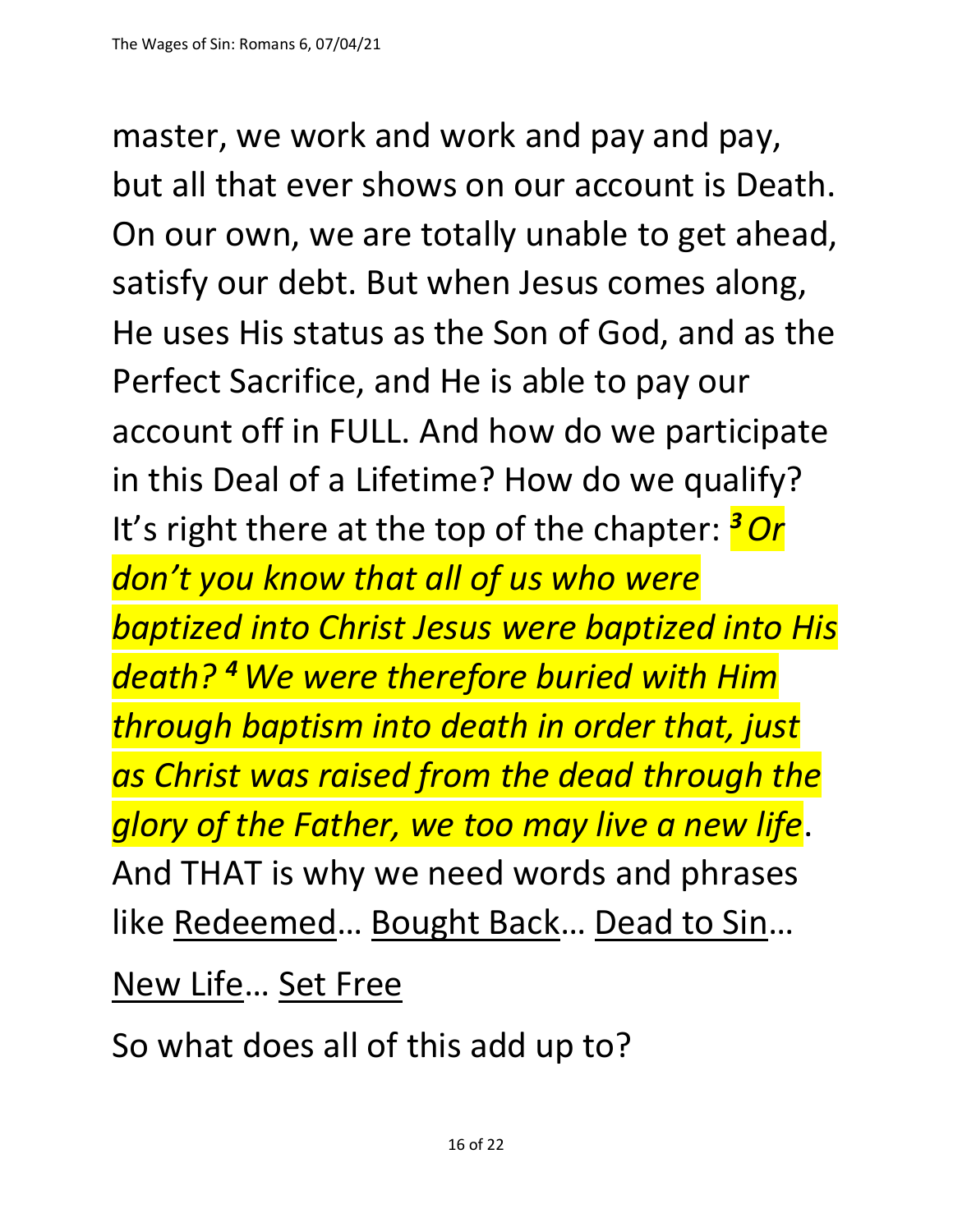master, we work and work and pay and pay, but all that ever shows on our account is Death. On our own, we are totally unable to get ahead, satisfy our debt. But when Jesus comes along, He uses His status as the Son of God, and as the Perfect Sacrifice, and He is able to pay our account off in FULL. And how do we participate in this Deal of a Lifetime? How do we qualify? It's right there at the top of the chapter: ***3*** *Or don't you know that all of us who were baptized into Christ Jesus were baptized into His death?* ***4*** *We were therefore buried with Him through baptism into death in order that, just as Christ was raised from the dead through the glory of the Father, we too may live a new life*. And THAT is why we need words and phrases like <u>Redeemed</u>… <u>Bought Back</u>… <u>Dead to Sin</u>…

<u>New Life</u>… <u>Set Free</u>

So what does all of this add up to?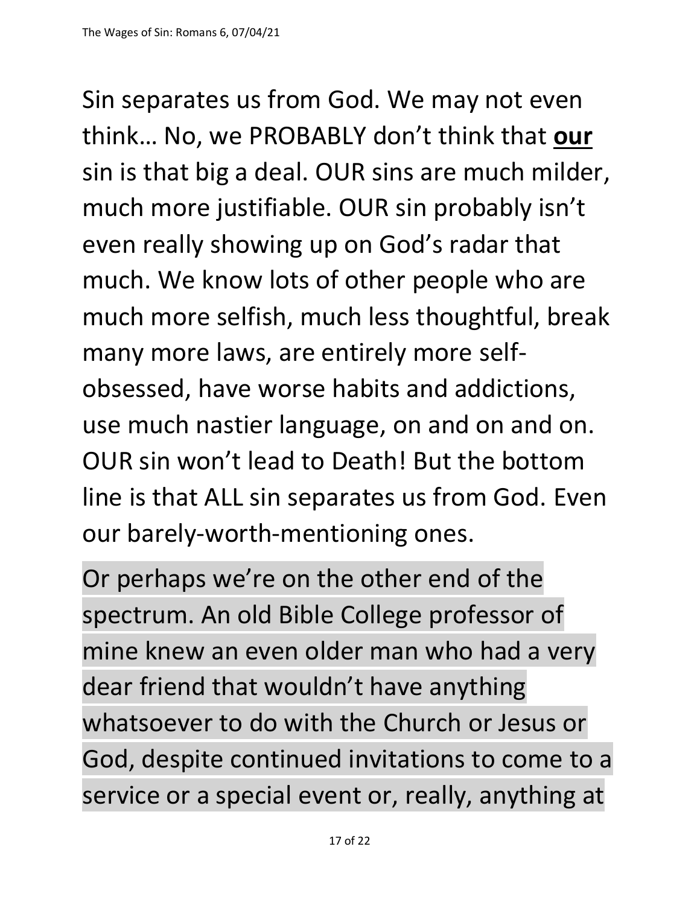Sin separates us from God. We may not even think… No, we PROBABLY don't think that **<u>our</u>** sin is that big a deal. OUR sins are much milder, much more justifiable. OUR sin probably isn't even really showing up on God's radar that much. We know lots of other people who are much more selfish, much less thoughtful, break many more laws, are entirely more self-obsessed, have worse habits and addictions, use much nastier language, on and on and on. OUR sin won't lead to Death! But the bottom line is that ALL sin separates us from God. Even our barely-worth-mentioning ones.

Or perhaps we're on the other end of the spectrum. An old Bible College professor of mine knew an even older man who had a very dear friend that wouldn't have anything whatsoever to do with the Church or Jesus or God, despite continued invitations to come to a service or a special event or, really, anything at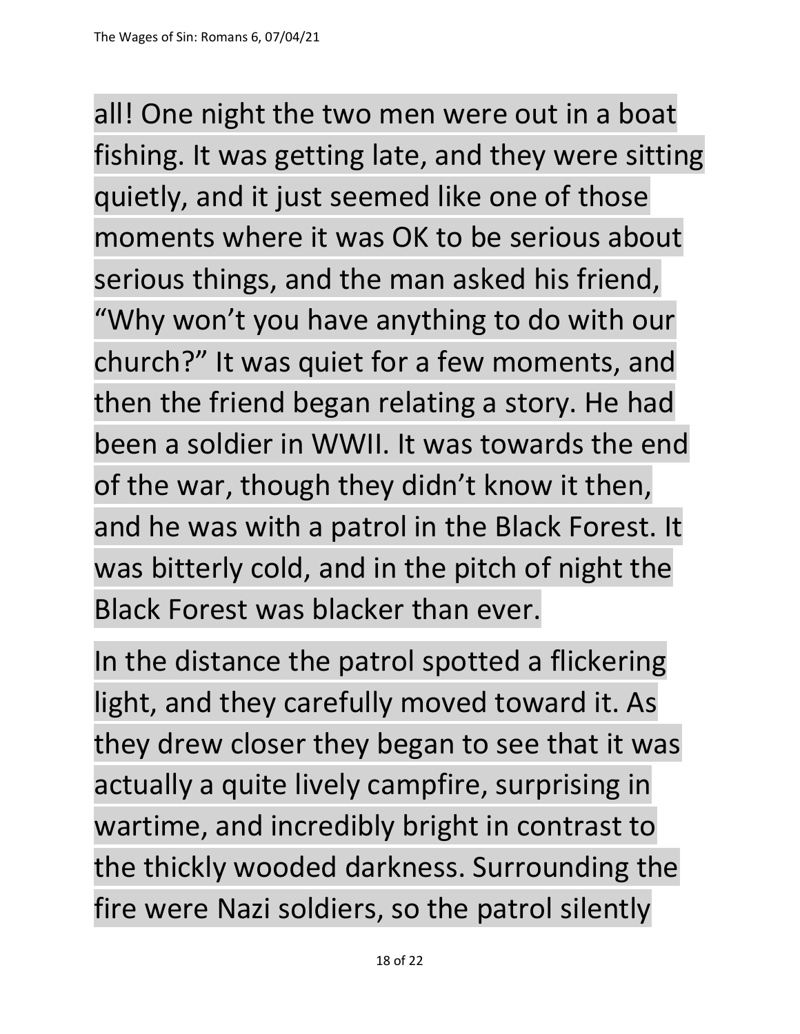all! One night the two men were out in a boat fishing. It was getting late, and they were sitting quietly, and it just seemed like one of those moments where it was OK to be serious about serious things, and the man asked his friend, "Why won't you have anything to do with our church?" It was quiet for a few moments, and then the friend began relating a story. He had been a soldier in WWII. It was towards the end of the war, though they didn't know it then, and he was with a patrol in the Black Forest. It was bitterly cold, and in the pitch of night the Black Forest was blacker than ever.

In the distance the patrol spotted a flickering light, and they carefully moved toward it. As they drew closer they began to see that it was actually a quite lively campfire, surprising in wartime, and incredibly bright in contrast to the thickly wooded darkness. Surrounding the fire were Nazi soldiers, so the patrol silently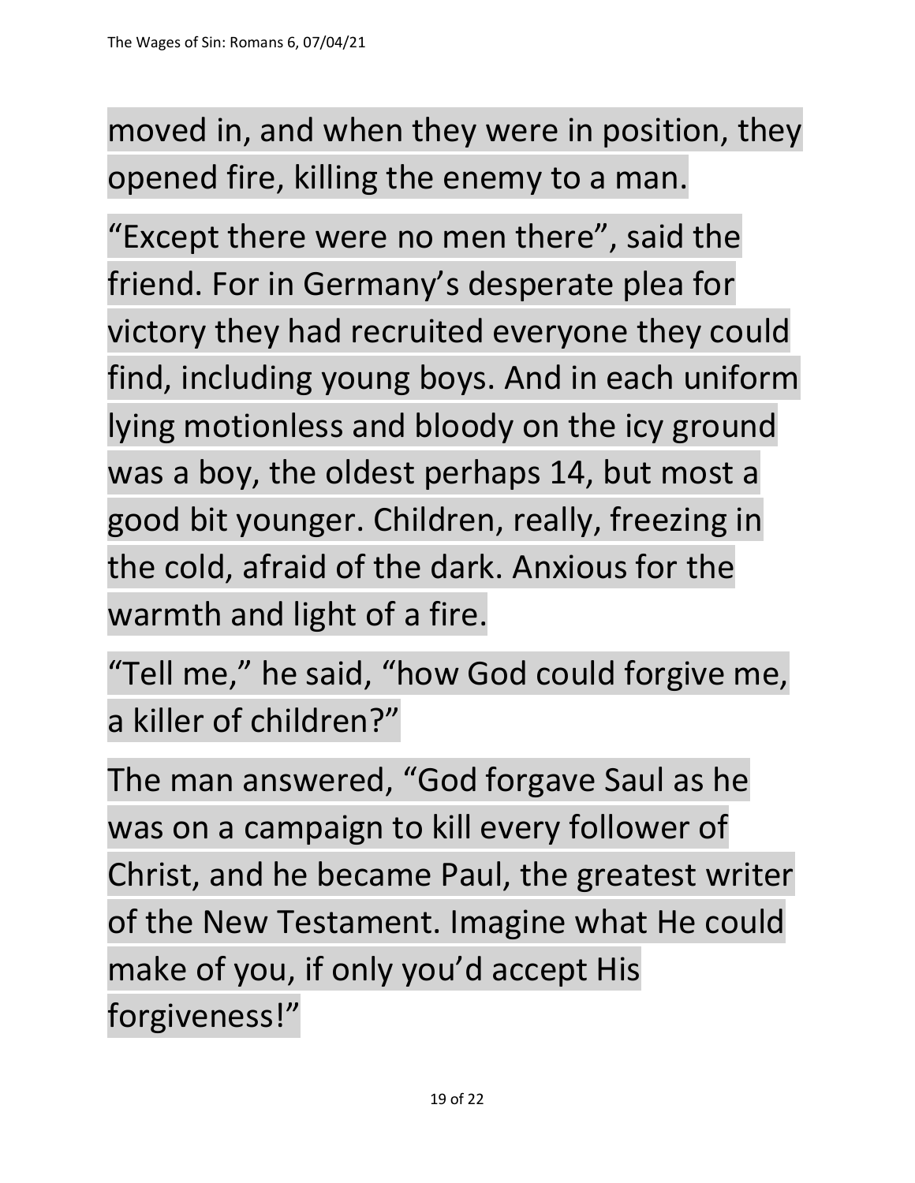moved in, and when they were in position, they opened fire, killing the enemy to a man.

“Except there were no men there”, said the friend. For in Germany’s desperate plea for victory they had recruited everyone they could find, including young boys. And in each uniform lying motionless and bloody on the icy ground was a boy, the oldest perhaps 14, but most a good bit younger. Children, really, freezing in the cold, afraid of the dark. Anxious for the warmth and light of a fire.

“Tell me,” he said, “how God could forgive me, a killer of children?”

The man answered, “God forgave Saul as he was on a campaign to kill every follower of Christ, and he became Paul, the greatest writer of the New Testament. Imagine what He could make of you, if only you’d accept His forgiveness!”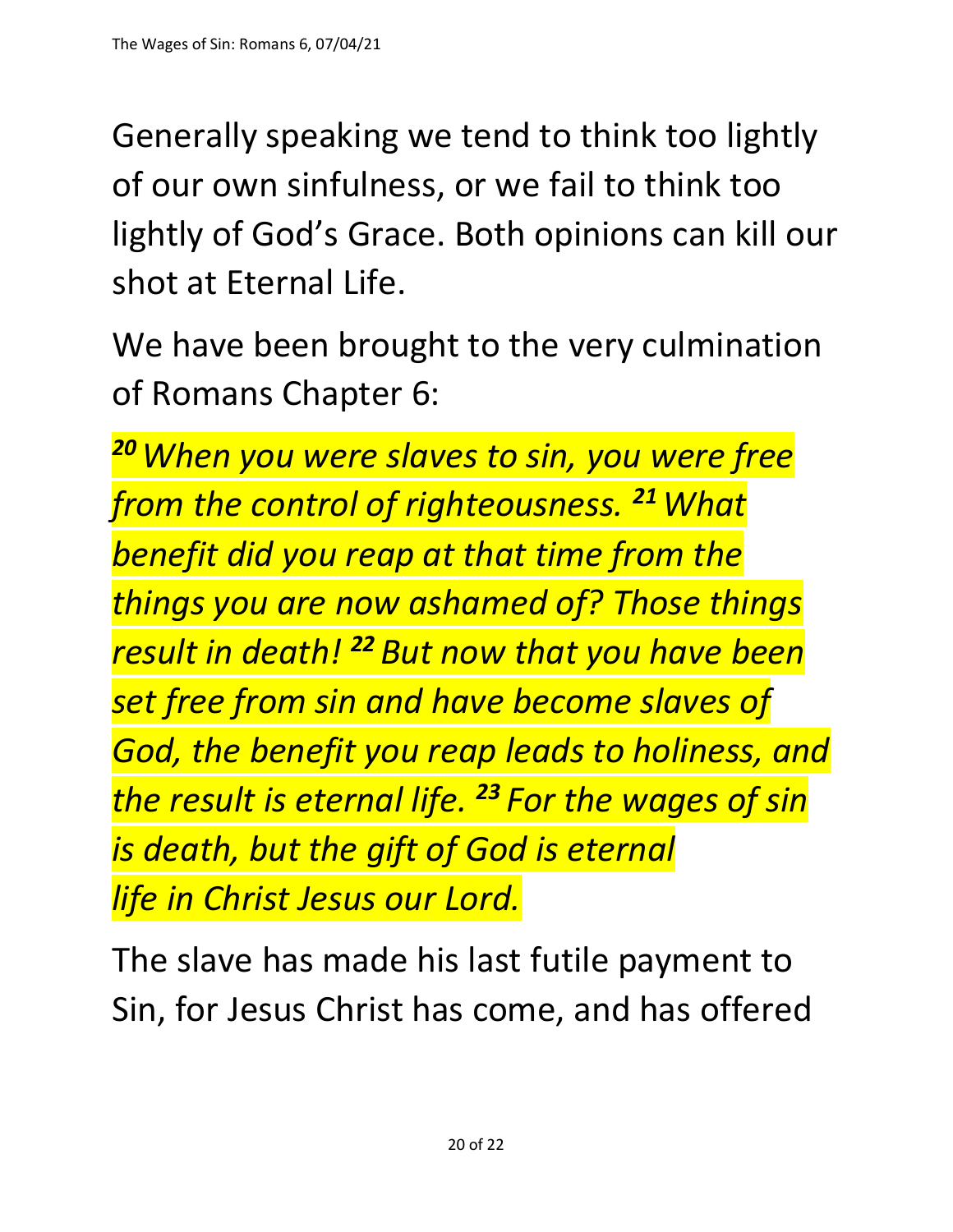Generally speaking we tend to think too lightly of our own sinfulness, or we fail to think too lightly of God's Grace. Both opinions can kill our shot at Eternal Life.

We have been brought to the very culmination of Romans Chapter 6:

***[20]** When you were slaves to sin, you were free from the control of righteousness. **[21]** What benefit did you reap at that time from the things you are now ashamed of? Those things result in death! **[22]** But now that you have been set free from sin and have become slaves of God, the benefit you reap leads to holiness, and the result is eternal life. **[23]** For the wages of sin is death, but the gift of God is eternal life in Christ Jesus our Lord.*

The slave has made his last futile payment to Sin, for Jesus Christ has come, and has offered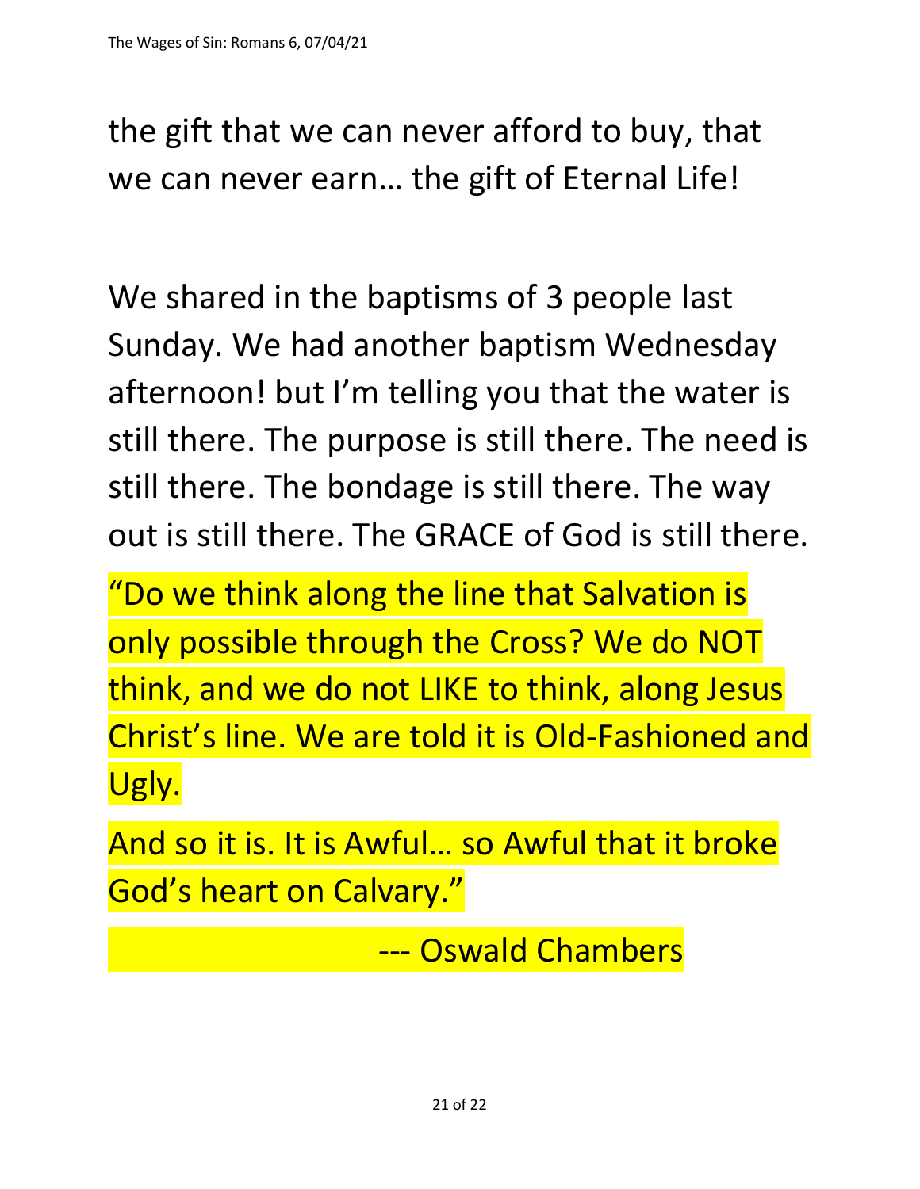the gift that we can never afford to buy, that we can never earn… the gift of Eternal Life!

We shared in the baptisms of 3 people last Sunday. We had another baptism Wednesday afternoon! but I'm telling you that the water is still there. The purpose is still there. The need is still there. The bondage is still there. The way out is still there. The GRACE of God is still there.

"Do we think along the line that Salvation is only possible through the Cross? We do NOT think, and we do not LIKE to think, along Jesus Christ's line. We are told it is Old-Fashioned and Ugly.

And so it is. It is Awful… so Awful that it broke God's heart on Calvary."

--- Oswald Chambers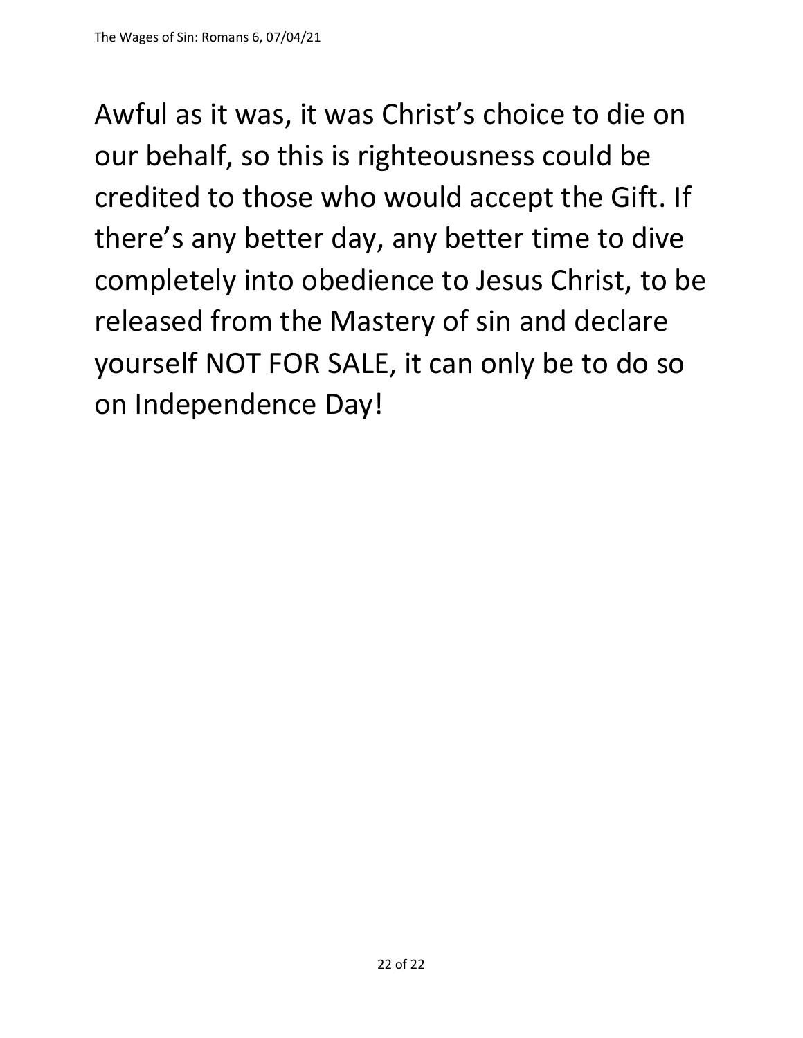Awful as it was, it was Christ's choice to die on our behalf, so this is righteousness could be credited to those who would accept the Gift. If there's any better day, any better time to dive completely into obedience to Jesus Christ, to be released from the Mastery of sin and declare yourself NOT FOR SALE, it can only be to do so on Independence Day!